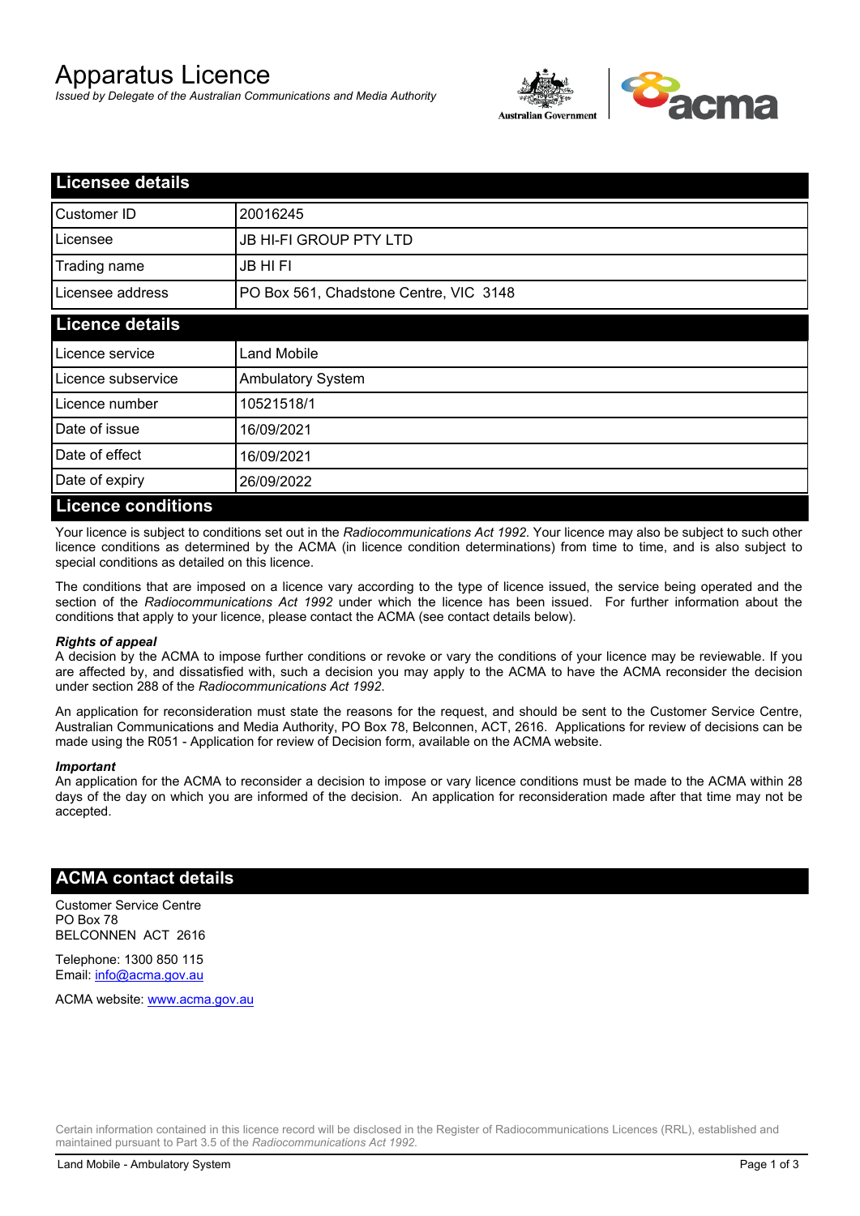# Apparatus Licence

*Issued by Delegate of the Australian Communications and Media Authority*

## Licensee details

| | |
|---|---|
| Customer ID | 20016245 |
| Licensee | JB HI-FI GROUP PTY LTD |
| Trading name | JB HI FI |
| Licensee address | PO Box 561, Chadstone Centre, VIC 3148 |

## Licence details

| | |
|---|---|
| Licence service | Land Mobile |
| Licence subservice | Ambulatory System |
| Licence number | 10521518/1 |
| Date of issue | 16/09/2021 |
| Date of effect | 16/09/2021 |
| Date of expiry | 26/09/2022 |

## Licence conditions

Your licence is subject to conditions set out in the *Radiocommunications Act 1992*. Your licence may also be subject to such other licence conditions as determined by the ACMA (in licence condition determinations) from time to time, and is also subject to special conditions as detailed on this licence.

The conditions that are imposed on a licence vary according to the type of licence issued, the service being operated and the section of the *Radiocommunications Act 1992* under which the licence has been issued. For further information about the conditions that apply to your licence, please contact the ACMA (see contact details below).

***Rights of appeal***

A decision by the ACMA to impose further conditions or revoke or vary the conditions of your licence may be reviewable. If you are affected by, and dissatisfied with, such a decision you may apply to the ACMA to have the ACMA reconsider the decision under section 288 of the *Radiocommunications Act 1992*.

An application for reconsideration must state the reasons for the request, and should be sent to the Customer Service Centre, Australian Communications and Media Authority, PO Box 78, Belconnen, ACT, 2616. Applications for review of decisions can be made using the R051 - Application for review of Decision form, available on the ACMA website.

***Important***

An application for the ACMA to reconsider a decision to impose or vary licence conditions must be made to the ACMA within 28 days of the day on which you are informed of the decision. An application for reconsideration made after that time may not be accepted.

## ACMA contact details

Customer Service Centre
PO Box 78
BELCONNEN ACT 2616

Telephone: 1300 850 115
Email: info@acma.gov.au

ACMA website: www.acma.gov.au

Certain information contained in this licence record will be disclosed in the Register of Radiocommunications Licences (RRL), established and maintained pursuant to Part 3.5 of the *Radiocommunications Act 1992.*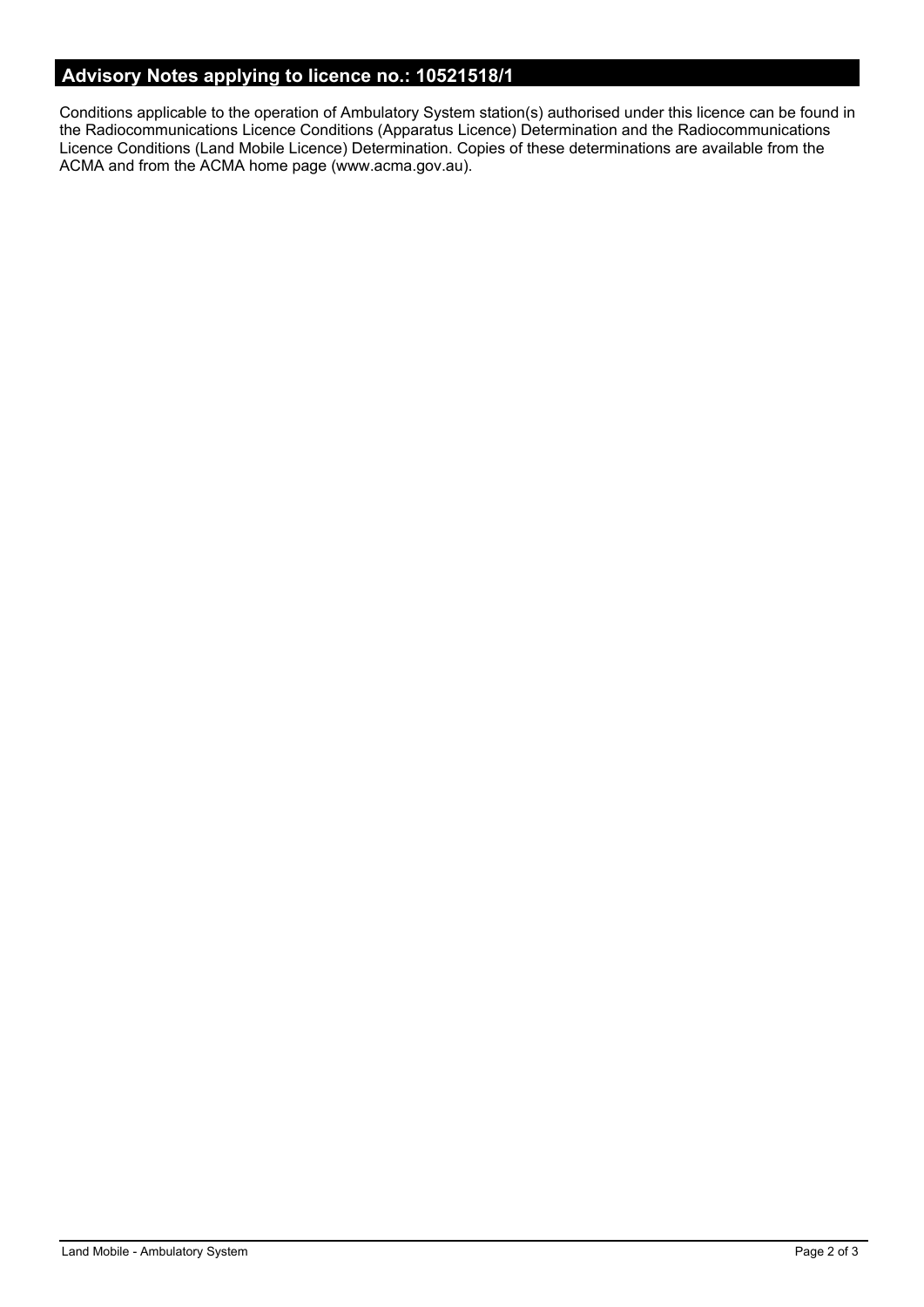## Advisory Notes applying to licence no.: 10521518/1

Conditions applicable to the operation of Ambulatory System station(s) authorised under this licence can be found in the Radiocommunications Licence Conditions (Apparatus Licence) Determination and the Radiocommunications Licence Conditions (Land Mobile Licence) Determination. Copies of these determinations are available from the ACMA and from the ACMA home page (www.acma.gov.au).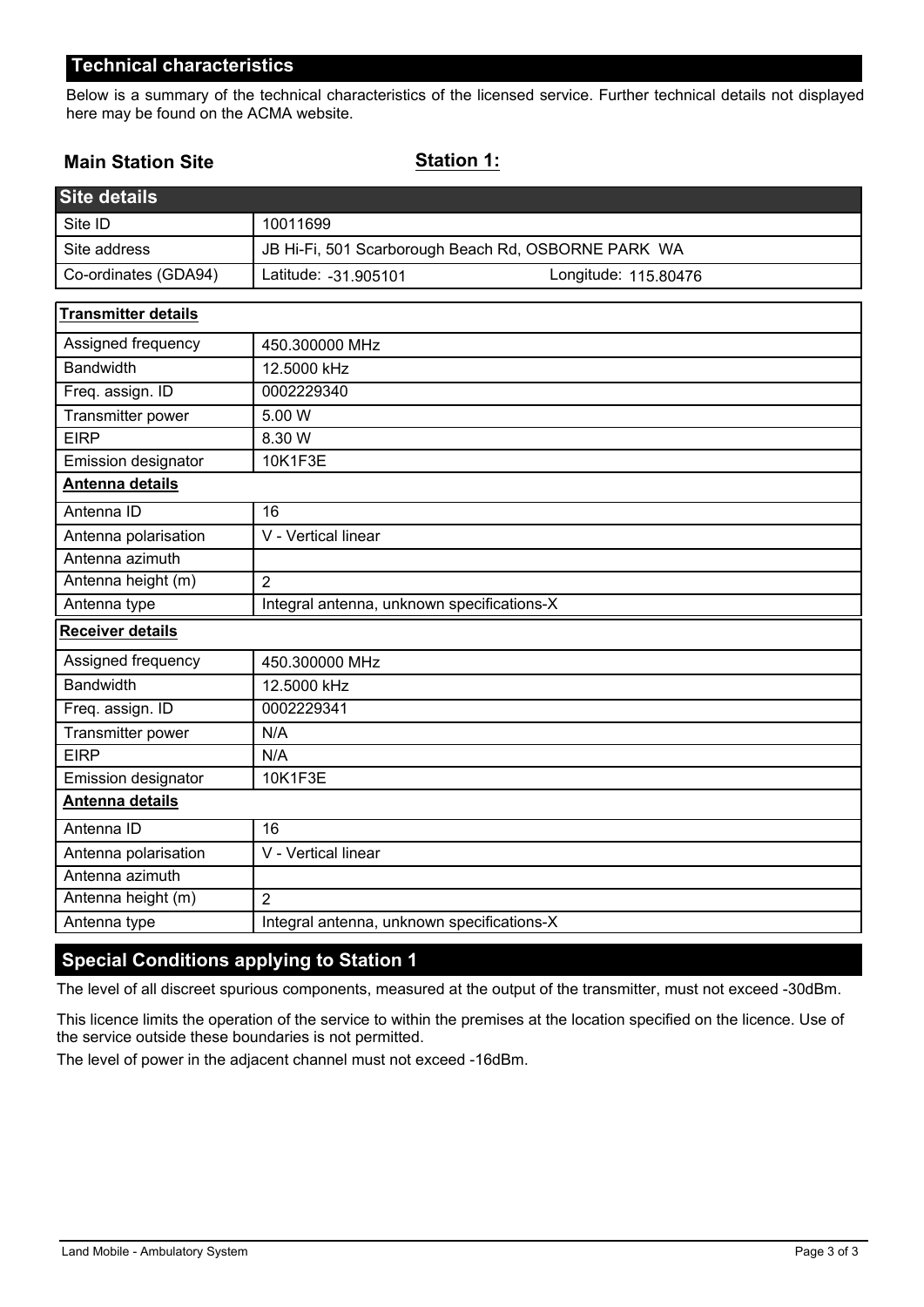## Technical characteristics

Below is a summary of the technical characteristics of the licensed service. Further technical details not displayed here may be found on the ACMA website.

**Main Station Site** **Station 1:**

| Site details | |
|---|---|
| Site ID | 10011699 |
| Site address | JB Hi-Fi, 501 Scarborough Beach Rd, OSBORNE PARK WA |
| Co-ordinates (GDA94) | Latitude: -31.905101 Longitude: 115.80476 |

| **Transmitter details** | |
|---|---|
| Assigned frequency | 450.300000 MHz |
| Bandwidth | 12.5000 kHz |
| Freq. assign. ID | 0002229340 |
| Transmitter power | 5.00 W |
| EIRP | 8.30 W |
| Emission designator | 10K1F3E |
| **Antenna details** | |
| Antenna ID | 16 |
| Antenna polarisation | V - Vertical linear |
| Antenna azimuth | |
| Antenna height (m) | 2 |
| Antenna type | Integral antenna, unknown specifications-X |
| **Receiver details** | |
| Assigned frequency | 450.300000 MHz |
| Bandwidth | 12.5000 kHz |
| Freq. assign. ID | 0002229341 |
| Transmitter power | N/A |
| EIRP | N/A |
| Emission designator | 10K1F3E |
| **Antenna details** | |
| Antenna ID | 16 |
| Antenna polarisation | V - Vertical linear |
| Antenna azimuth | |
| Antenna height (m) | 2 |
| Antenna type | Integral antenna, unknown specifications-X |

## Special Conditions applying to Station 1

The level of all discreet spurious components, measured at the output of the transmitter, must not exceed -30dBm.

This licence limits the operation of the service to within the premises at the location specified on the licence. Use of the service outside these boundaries is not permitted.

The level of power in the adjacent channel must not exceed -16dBm.